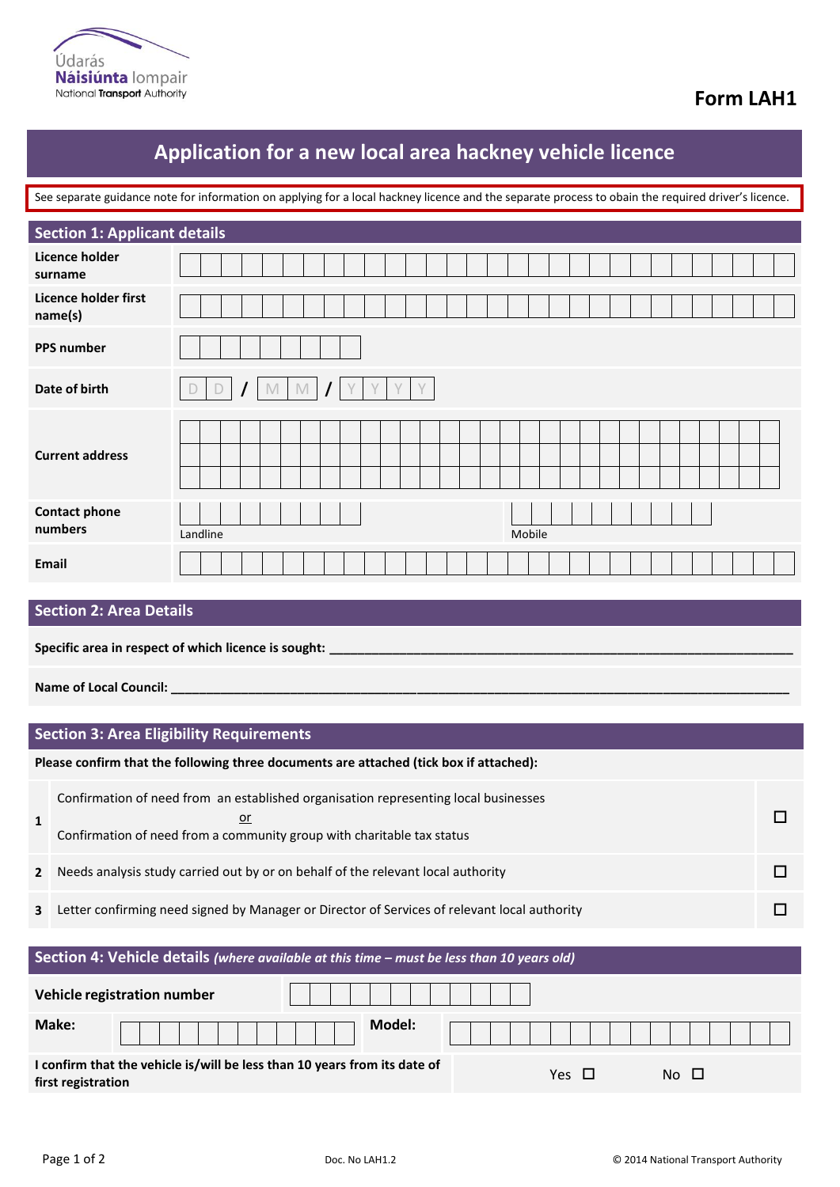Údarás
**Náisiúnta** lompair
National **Transport** Authority

**Form LAH1**

# Application for a new local area hackney vehicle licence

See separate guidance note for information on applying for a local hackney licence and the separate process to obain the required driver's licence.

## Section 1: Applicant details

| | |
|---|---|
| **Licence holder surname** | |
| **Licence holder first name(s)** | |
| **PPS number** | |
| **Date of birth** | D D / M M / Y Y Y Y |
| **Current address** | |
| **Contact phone numbers** | Landline / Mobile |
| **Email** | |

## Section 2: Area Details

**Specific area in respect of which licence is sought:** ____________________

**Name of Local Council:** ____________________

## Section 3: Area Eligibility Requirements

**Please confirm that the following three documents are attached (tick box if attached):**

| | | |
|---|---|---|
| **1** | Confirmation of need from an established organisation representing local businesses <br> or <br> Confirmation of need from a community group with charitable tax status | ☐ |
| **2** | Needs analysis study carried out by or on behalf of the relevant local authority | ☐ |
| **3** | Letter confirming need signed by Manager or Director of Services of relevant local authority | ☐ |

## Section 4: Vehicle details *(where available at this time – must be less than 10 years old)*

| | | | |
|---|---|---|---|
| **Vehicle registration number** | | | |
| **Make:** | | **Model:** | |

**I confirm that the vehicle is/will be less than 10 years from its date of first registration** Yes ☐ No ☐

Doc. No LAH1.2

© 2014 National Transport Authority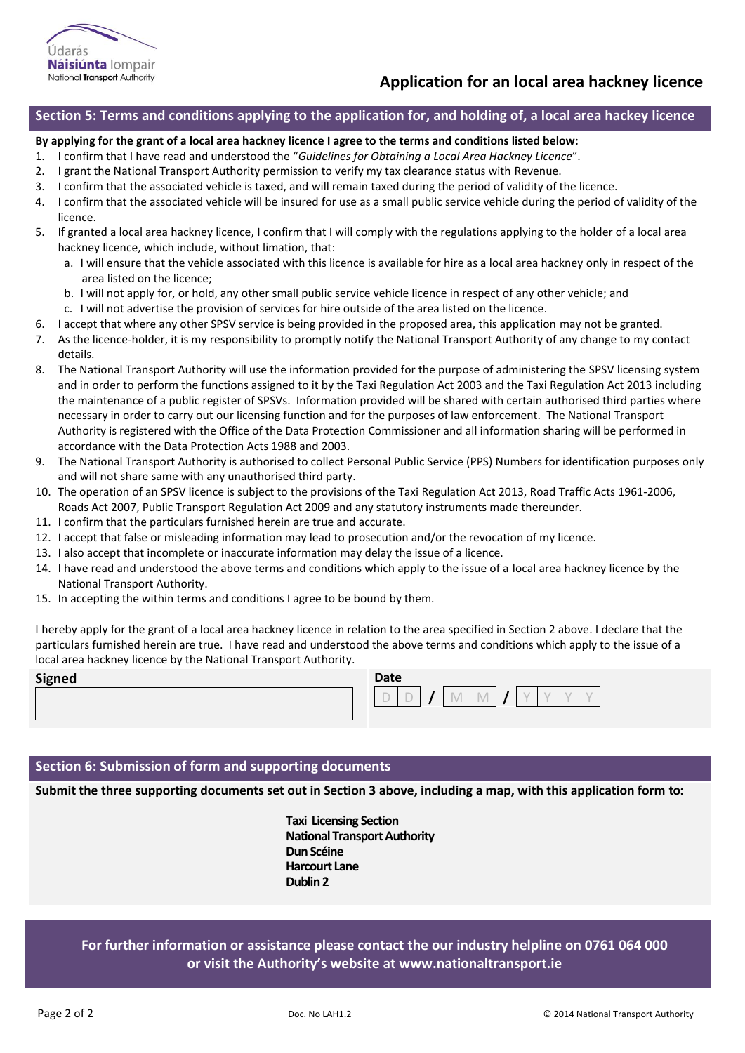## Application for an local area hackney licence

## Section 5: Terms and conditions applying to the application for, and holding of, a local area hackey licence

**By applying for the grant of a local area hackney licence I agree to the terms and conditions listed below:**

1. I confirm that I have read and understood the "*Guidelines for Obtaining a Local Area Hackney Licence*".
2. I grant the National Transport Authority permission to verify my tax clearance status with Revenue.
3. I confirm that the associated vehicle is taxed, and will remain taxed during the period of validity of the licence.
4. I confirm that the associated vehicle will be insured for use as a small public service vehicle during the period of validity of the licence.
5. If granted a local area hackney licence, I confirm that I will comply with the regulations applying to the holder of a local area hackney licence, which include, without limation, that:
   a. I will ensure that the vehicle associated with this licence is available for hire as a local area hackney only in respect of the area listed on the licence;
   b. I will not apply for, or hold, any other small public service vehicle licence in respect of any other vehicle; and
   c. I will not advertise the provision of services for hire outside of the area listed on the licence.
6. I accept that where any other SPSV service is being provided in the proposed area, this application may not be granted.
7. As the licence-holder, it is my responsibility to promptly notify the National Transport Authority of any change to my contact details.
8. The National Transport Authority will use the information provided for the purpose of administering the SPSV licensing system and in order to perform the functions assigned to it by the Taxi Regulation Act 2003 and the Taxi Regulation Act 2013 including the maintenance of a public register of SPSVs. Information provided will be shared with certain authorised third parties where necessary in order to carry out our licensing function and for the purposes of law enforcement. The National Transport Authority is registered with the Office of the Data Protection Commissioner and all information sharing will be performed in accordance with the Data Protection Acts 1988 and 2003.
9. The National Transport Authority is authorised to collect Personal Public Service (PPS) Numbers for identification purposes only and will not share same with any unauthorised third party.
10. The operation of an SPSV licence is subject to the provisions of the Taxi Regulation Act 2013, Road Traffic Acts 1961-2006, Roads Act 2007, Public Transport Regulation Act 2009 and any statutory instruments made thereunder.
11. I confirm that the particulars furnished herein are true and accurate.
12. I accept that false or misleading information may lead to prosecution and/or the revocation of my licence.
13. I also accept that incomplete or inaccurate information may delay the issue of a licence.
14. I have read and understood the above terms and conditions which apply to the issue of a local area hackney licence by the National Transport Authority.
15. In accepting the within terms and conditions I agree to be bound by them.

I hereby apply for the grant of a local area hackney licence in relation to the area specified in Section 2 above. I declare that the particulars furnished herein are true. I have read and understood the above terms and conditions which apply to the issue of a local area hackney licence by the National Transport Authority.

| Signed | Date |
|---|---|
| | D D / M M / Y Y Y Y |

## Section 6: Submission of form and supporting documents

**Submit the three supporting documents set out in Section 3 above, including a map, with this application form to:**

**Taxi Licensing Section**
**National Transport Authority**
**Dun Scéine**
**Harcourt Lane**
**Dublin 2**

**For further information or assistance please contact the our industry helpline on 0761 064 000 or visit the Authority's website at www.nationaltransport.ie**

Doc. No LAH1.2

© 2014 National Transport Authority